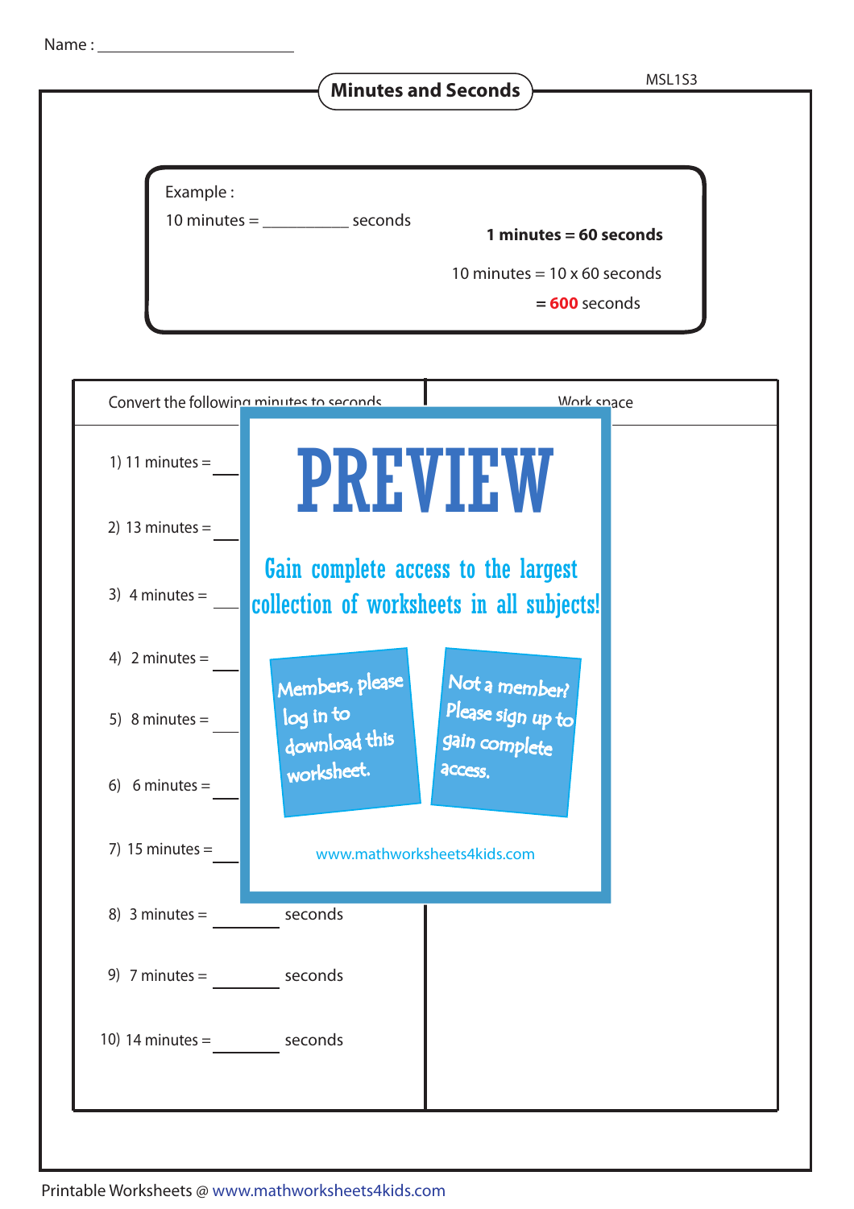Name : ______________________

## Minutes and Seconds

MSL1S3

Example :

10 minutes = __________ seconds

**1 minutes = 60 seconds**

10 minutes = 10 x 60 seconds

= **600** seconds

| Convert the following minutes to seconds | Work space |
|---|---|
| 1) 11 minutes = ________ | |
| 2) 13 minutes = ________ | |
| 3) 4 minutes = ________ | |
| 4) 2 minutes = ________ | |
| 5) 8 minutes = ________ | |
| 6) 6 minutes = ________ | |
| 7) 15 minutes = ________ | |
| 8) 3 minutes = ________ seconds | |
| 9) 7 minutes = ________ seconds | |
| 10) 14 minutes = ________ seconds | |

PREVIEW

Gain complete access to the largest collection of worksheets in all subjects!

Members, please log in to download this worksheet.

Not a member? Please sign up to gain complete access.

www.mathworksheets4kids.com

Printable Worksheets @ www.mathworksheets4kids.com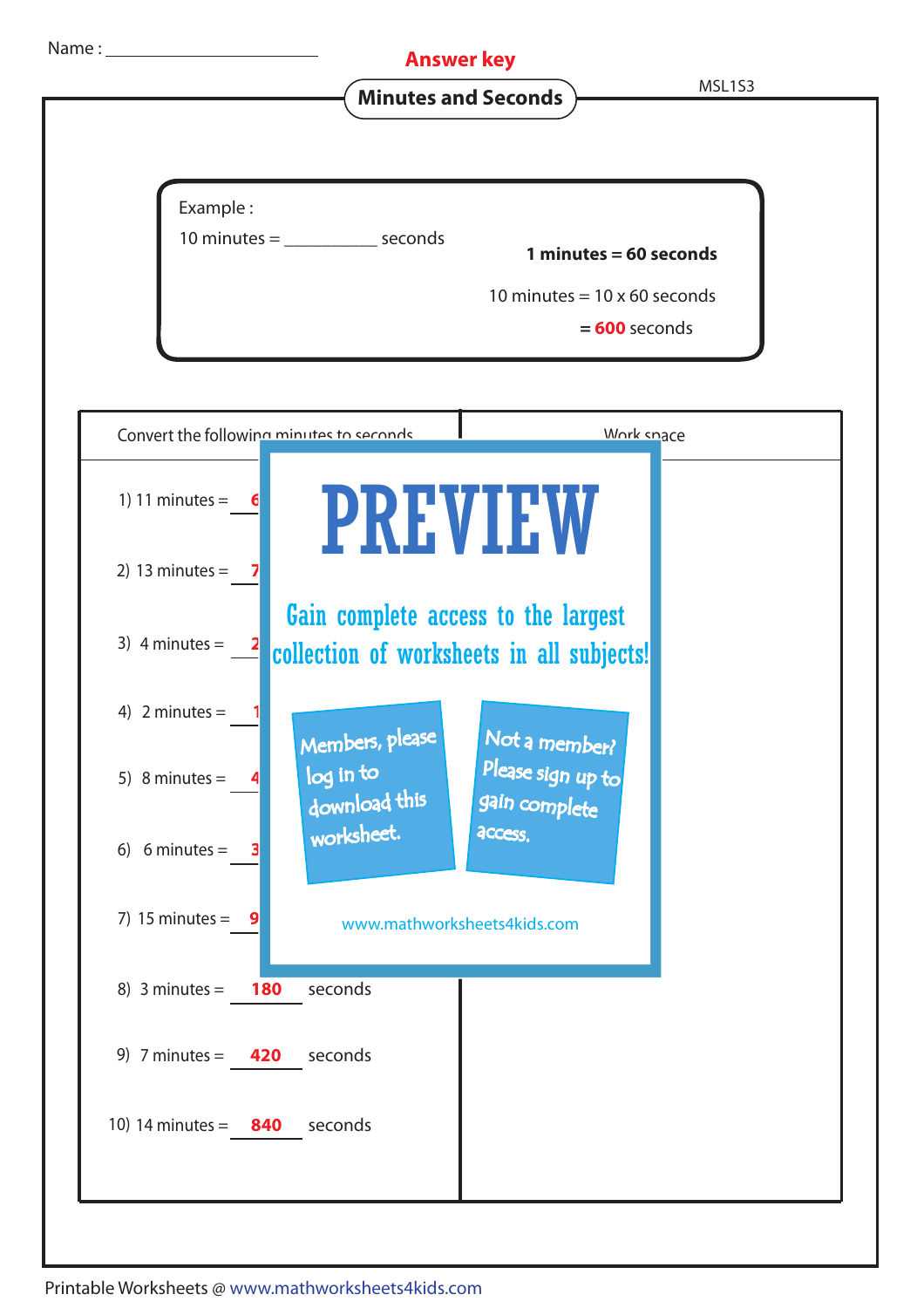Name : ______________________

**Answer key**

## Minutes and Seconds

MSL1S3

Example :

10 minutes = __________ seconds

**1 minutes = 60 seconds**

10 minutes = 10 x 60 seconds

= **600** seconds

| Convert the following minutes to seconds | Work space |
|---|---|
| 1) 11 minutes = **6** | |
| 2) 13 minutes = **7** | |
| 3) 4 minutes = **2** | |
| 4) 2 minutes = **1** | |
| 5) 8 minutes = **4** | |
| 6) 6 minutes = **3** | |
| 7) 15 minutes = **9** | |
| 8) 3 minutes = **180** seconds | |
| 9) 7 minutes = **420** seconds | |
| 10) 14 minutes = **840** seconds | |

PREVIEW

Gain complete access to the largest collection of worksheets in all subjects!

Members, please log in to download this worksheet.

Not a member? Please sign up to gain complete access.

www.mathworksheets4kids.com

Printable Worksheets @ www.mathworksheets4kids.com